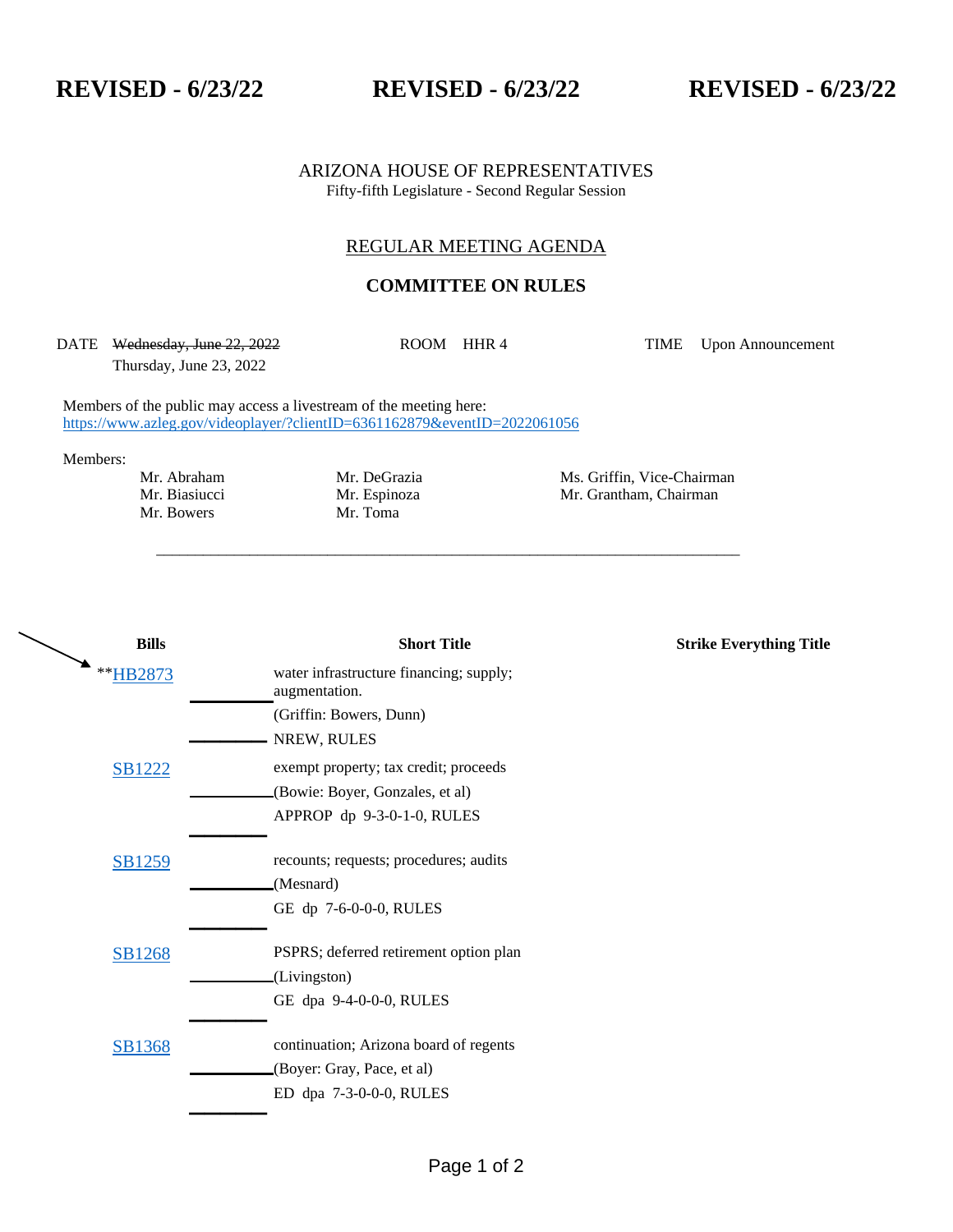**REVISED - 6/23/22** **REVISED - 6/23/22** **REVISED - 6/23/22**

ARIZONA HOUSE OF REPRESENTATIVES
Fifty-fifth Legislature - Second Regular Session

REGULAR MEETING AGENDA

## COMMITTEE ON RULES

DATE ~~Wednesday, June 22, 2022~~ Thursday, June 23, 2022 ROOM HHR 4 TIME Upon Announcement

Members of the public may access a livestream of the meeting here:
https://www.azleg.gov/videoplayer/?clientID=6361162879&eventID=2022061056

Members:

| | | |
|---|---|---|
| Mr. Abraham | Mr. DeGrazia | Ms. Griffin, Vice-Chairman |
| Mr. Biasiucci | Mr. Espinoza | Mr. Grantham, Chairman |
| Mr. Bowers | Mr. Toma | |

---

| Bills | | Short Title | Strike Everything Title |
|---|---|---|---|
| **HB2873 | | water infrastructure financing; supply; augmentation. (Griffin: Bowers, Dunn) NREW, RULES | |
| SB1222 | | exempt property; tax credit; proceeds (Bowie: Boyer, Gonzales, et al) APPROP dp 9-3-0-1-0, RULES | |
| SB1259 | | recounts; requests; procedures; audits (Mesnard) GE dp 7-6-0-0-0, RULES | |
| SB1268 | | PSPRS; deferred retirement option plan (Livingston) GE dpa 9-4-0-0-0, RULES | |
| SB1368 | | continuation; Arizona board of regents (Boyer: Gray, Pace, et al) ED dpa 7-3-0-0-0, RULES | |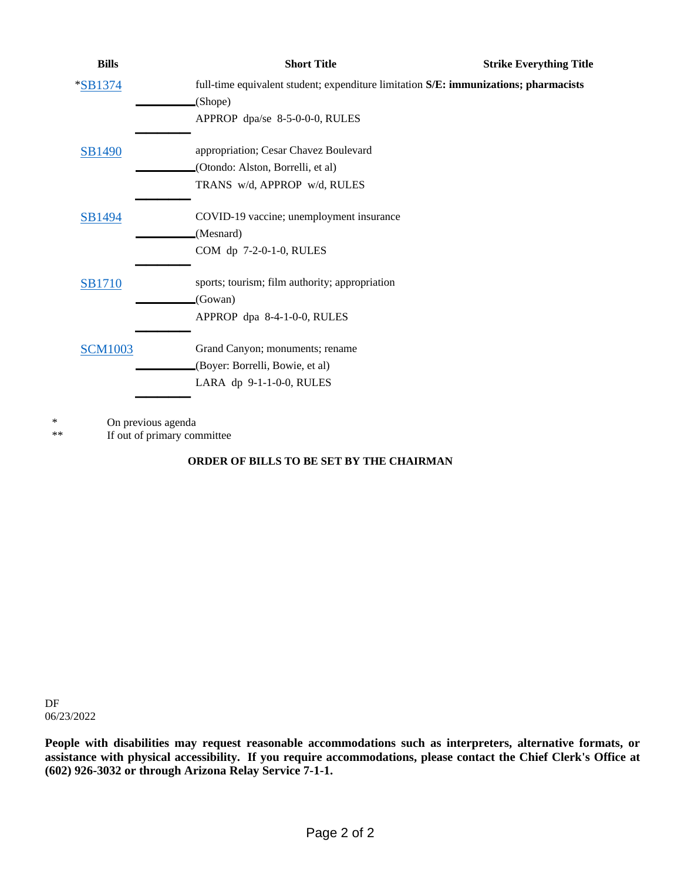| Bills | | Short Title | Strike Everything Title |
|---|---|---|---|
| *SB1374 | | full-time equivalent student; expenditure limitation (Shope) APPROP dpa/se 8-5-0-0-0, RULES | **S/E: immunizations; pharmacists** |
| SB1490 | | appropriation; Cesar Chavez Boulevard (Otondo: Alston, Borrelli, et al) TRANS w/d, APPROP w/d, RULES | |
| SB1494 | | COVID-19 vaccine; unemployment insurance (Mesnard) COM dp 7-2-0-1-0, RULES | |
| SB1710 | | sports; tourism; film authority; appropriation (Gowan) APPROP dpa 8-4-1-0-0, RULES | |
| SCM1003 | | Grand Canyon; monuments; rename (Boyer: Borrelli, Bowie, et al) LARA dp 9-1-1-0-0, RULES | |

\* On previous agenda
\*\* If out of primary committee

**ORDER OF BILLS TO BE SET BY THE CHAIRMAN**

DF
06/23/2022

**People with disabilities may request reasonable accommodations such as interpreters, alternative formats, or assistance with physical accessibility. If you require accommodations, please contact the Chief Clerk's Office at (602) 926-3032 or through Arizona Relay Service 7-1-1.**